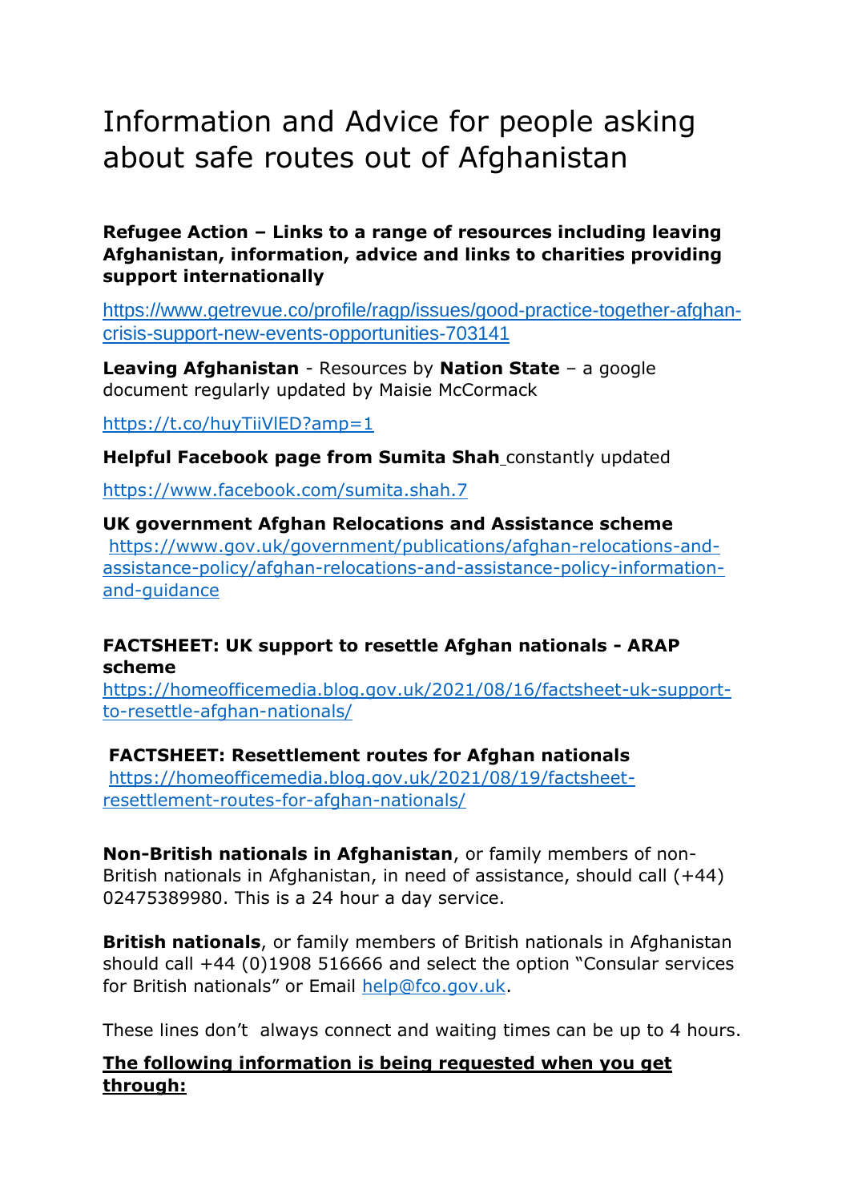# Information and Advice for people asking about safe routes out of Afghanistan

**Refugee Action – Links to a range of resources including leaving Afghanistan, information, advice and links to charities providing support internationally**

https://www.getrevue.co/profile/ragp/issues/good-practice-together-afghan-crisis-support-new-events-opportunities-703141

**Leaving Afghanistan** - Resources by **Nation State** – a google document regularly updated by Maisie McCormack

https://t.co/huyTiiVlED?amp=1

**Helpful Facebook page from Sumita Shah** constantly updated

https://www.facebook.com/sumita.shah.7

**UK government Afghan Relocations and Assistance scheme**
https://www.gov.uk/government/publications/afghan-relocations-and-assistance-policy/afghan-relocations-and-assistance-policy-information-and-guidance

**FACTSHEET: UK support to resettle Afghan nationals - ARAP scheme**
https://homeofficemedia.blog.gov.uk/2021/08/16/factsheet-uk-support-to-resettle-afghan-nationals/

**FACTSHEET: Resettlement routes for Afghan nationals**
https://homeofficemedia.blog.gov.uk/2021/08/19/factsheet-resettlement-routes-for-afghan-nationals/

**Non-British nationals in Afghanistan**, or family members of non-British nationals in Afghanistan, in need of assistance, should call (+44) 02475389980. This is a 24 hour a day service.

**British nationals**, or family members of British nationals in Afghanistan should call +44 (0)1908 516666 and select the option "Consular services for British nationals" or Email help@fco.gov.uk.

These lines don't always connect and waiting times can be up to 4 hours.

**The following information is being requested when you get through:**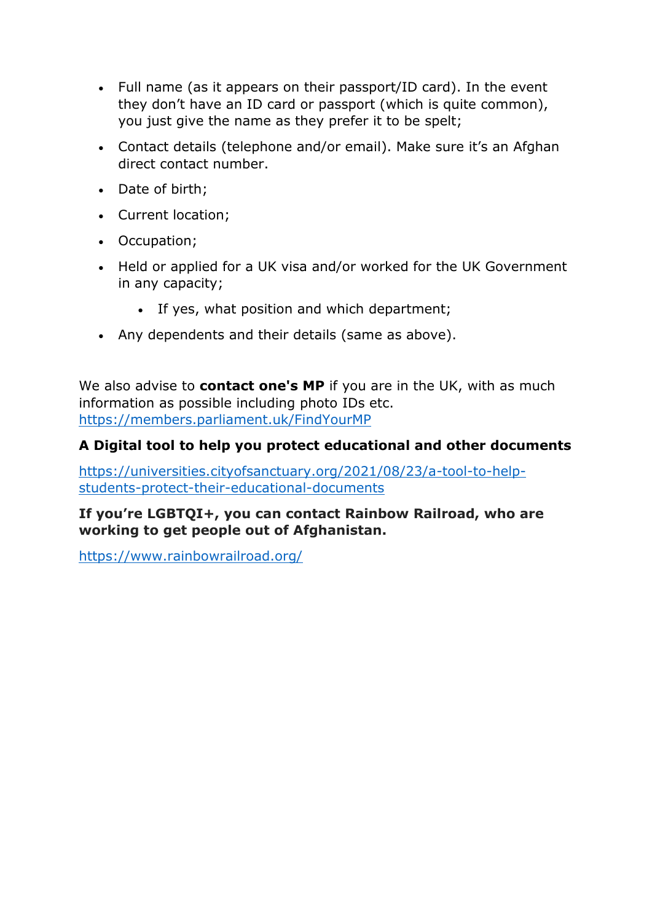- Full name (as it appears on their passport/ID card). In the event they don't have an ID card or passport (which is quite common), you just give the name as they prefer it to be spelt;
- Contact details (telephone and/or email). Make sure it's an Afghan direct contact number.
- Date of birth;
- Current location;
- Occupation;
- Held or applied for a UK visa and/or worked for the UK Government in any capacity;
  - If yes, what position and which department;
- Any dependents and their details (same as above).

We also advise to **contact one's MP** if you are in the UK, with as much information as possible including photo IDs etc.
https://members.parliament.uk/FindYourMP

**A Digital tool to help you protect educational and other documents**

https://universities.cityofsanctuary.org/2021/08/23/a-tool-to-help-students-protect-their-educational-documents

**If you're LGBTQI+, you can contact Rainbow Railroad, who are working to get people out of Afghanistan.**

https://www.rainbowrailroad.org/